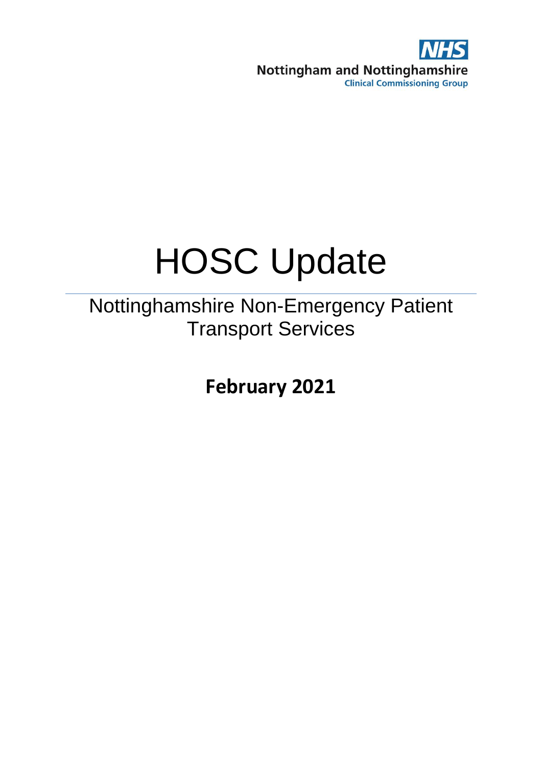NHS

Nottingham and Nottinghamshire
Clinical Commissioning Group

# HOSC Update

## Nottinghamshire Non-Emergency Patient Transport Services

**February 2021**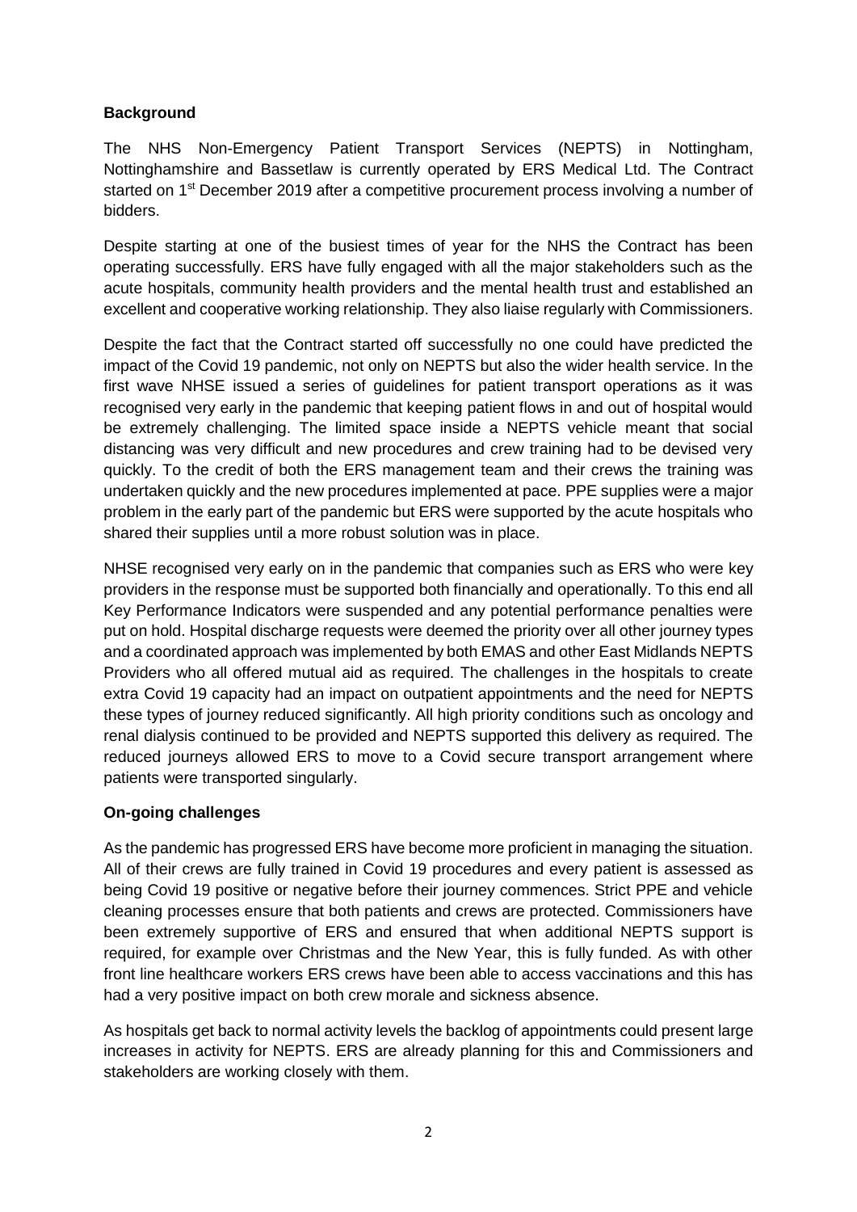**Background**

The NHS Non-Emergency Patient Transport Services (NEPTS) in Nottingham, Nottinghamshire and Bassetlaw is currently operated by ERS Medical Ltd. The Contract started on 1st December 2019 after a competitive procurement process involving a number of bidders.

Despite starting at one of the busiest times of year for the NHS the Contract has been operating successfully. ERS have fully engaged with all the major stakeholders such as the acute hospitals, community health providers and the mental health trust and established an excellent and cooperative working relationship. They also liaise regularly with Commissioners.

Despite the fact that the Contract started off successfully no one could have predicted the impact of the Covid 19 pandemic, not only on NEPTS but also the wider health service. In the first wave NHSE issued a series of guidelines for patient transport operations as it was recognised very early in the pandemic that keeping patient flows in and out of hospital would be extremely challenging. The limited space inside a NEPTS vehicle meant that social distancing was very difficult and new procedures and crew training had to be devised very quickly. To the credit of both the ERS management team and their crews the training was undertaken quickly and the new procedures implemented at pace. PPE supplies were a major problem in the early part of the pandemic but ERS were supported by the acute hospitals who shared their supplies until a more robust solution was in place.

NHSE recognised very early on in the pandemic that companies such as ERS who were key providers in the response must be supported both financially and operationally. To this end all Key Performance Indicators were suspended and any potential performance penalties were put on hold. Hospital discharge requests were deemed the priority over all other journey types and a coordinated approach was implemented by both EMAS and other East Midlands NEPTS Providers who all offered mutual aid as required. The challenges in the hospitals to create extra Covid 19 capacity had an impact on outpatient appointments and the need for NEPTS these types of journey reduced significantly. All high priority conditions such as oncology and renal dialysis continued to be provided and NEPTS supported this delivery as required. The reduced journeys allowed ERS to move to a Covid secure transport arrangement where patients were transported singularly.

**On-going challenges**

As the pandemic has progressed ERS have become more proficient in managing the situation. All of their crews are fully trained in Covid 19 procedures and every patient is assessed as being Covid 19 positive or negative before their journey commences. Strict PPE and vehicle cleaning processes ensure that both patients and crews are protected. Commissioners have been extremely supportive of ERS and ensured that when additional NEPTS support is required, for example over Christmas and the New Year, this is fully funded. As with other front line healthcare workers ERS crews have been able to access vaccinations and this has had a very positive impact on both crew morale and sickness absence.

As hospitals get back to normal activity levels the backlog of appointments could present large increases in activity for NEPTS. ERS are already planning for this and Commissioners and stakeholders are working closely with them.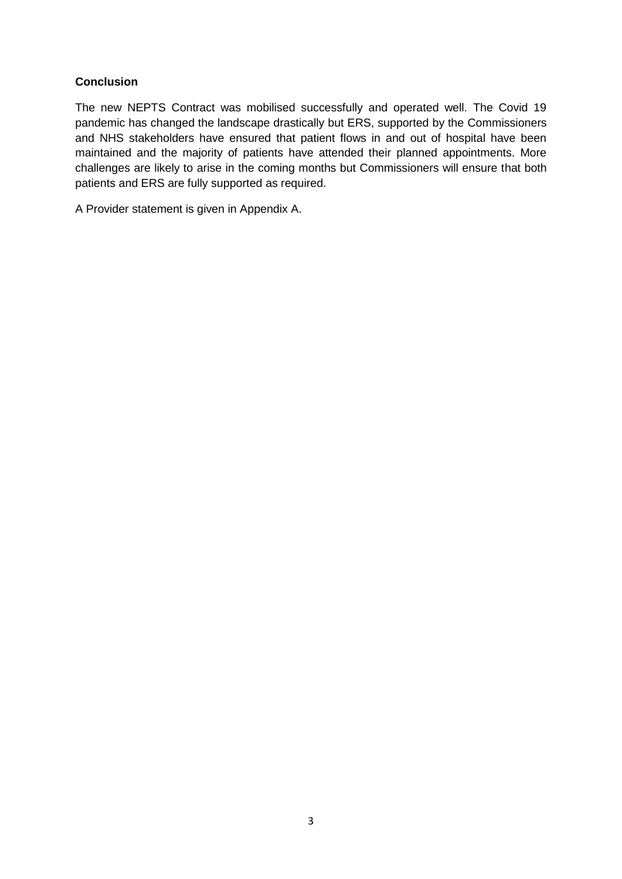**Conclusion**

The new NEPTS Contract was mobilised successfully and operated well. The Covid 19 pandemic has changed the landscape drastically but ERS, supported by the Commissioners and NHS stakeholders have ensured that patient flows in and out of hospital have been maintained and the majority of patients have attended their planned appointments. More challenges are likely to arise in the coming months but Commissioners will ensure that both patients and ERS are fully supported as required.

A Provider statement is given in Appendix A.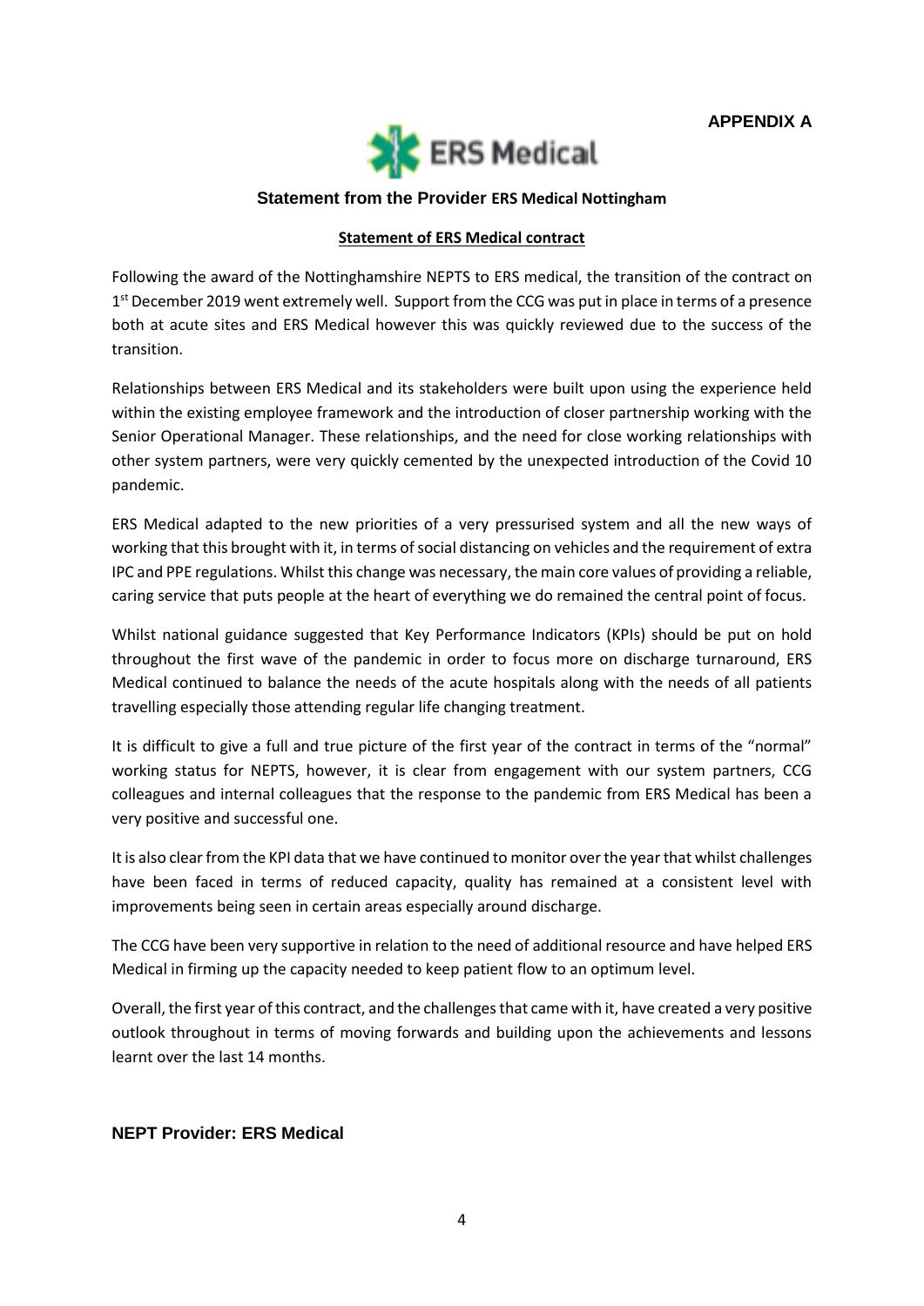**APPENDIX A**

ERS Medical

### Statement from the Provider ERS Medical Nottingham

**Statement of ERS Medical contract**

Following the award of the Nottinghamshire NEPTS to ERS medical, the transition of the contract on 1st December 2019 went extremely well. Support from the CCG was put in place in terms of a presence both at acute sites and ERS Medical however this was quickly reviewed due to the success of the transition.

Relationships between ERS Medical and its stakeholders were built upon using the experience held within the existing employee framework and the introduction of closer partnership working with the Senior Operational Manager. These relationships, and the need for close working relationships with other system partners, were very quickly cemented by the unexpected introduction of the Covid 10 pandemic.

ERS Medical adapted to the new priorities of a very pressurised system and all the new ways of working that this brought with it, in terms of social distancing on vehicles and the requirement of extra IPC and PPE regulations. Whilst this change was necessary, the main core values of providing a reliable, caring service that puts people at the heart of everything we do remained the central point of focus.

Whilst national guidance suggested that Key Performance Indicators (KPIs) should be put on hold throughout the first wave of the pandemic in order to focus more on discharge turnaround, ERS Medical continued to balance the needs of the acute hospitals along with the needs of all patients travelling especially those attending regular life changing treatment.

It is difficult to give a full and true picture of the first year of the contract in terms of the "normal" working status for NEPTS, however, it is clear from engagement with our system partners, CCG colleagues and internal colleagues that the response to the pandemic from ERS Medical has been a very positive and successful one.

It is also clear from the KPI data that we have continued to monitor over the year that whilst challenges have been faced in terms of reduced capacity, quality has remained at a consistent level with improvements being seen in certain areas especially around discharge.

The CCG have been very supportive in relation to the need of additional resource and have helped ERS Medical in firming up the capacity needed to keep patient flow to an optimum level.

Overall, the first year of this contract, and the challenges that came with it, have created a very positive outlook throughout in terms of moving forwards and building upon the achievements and lessons learnt over the last 14 months.

**NEPT Provider: ERS Medical**